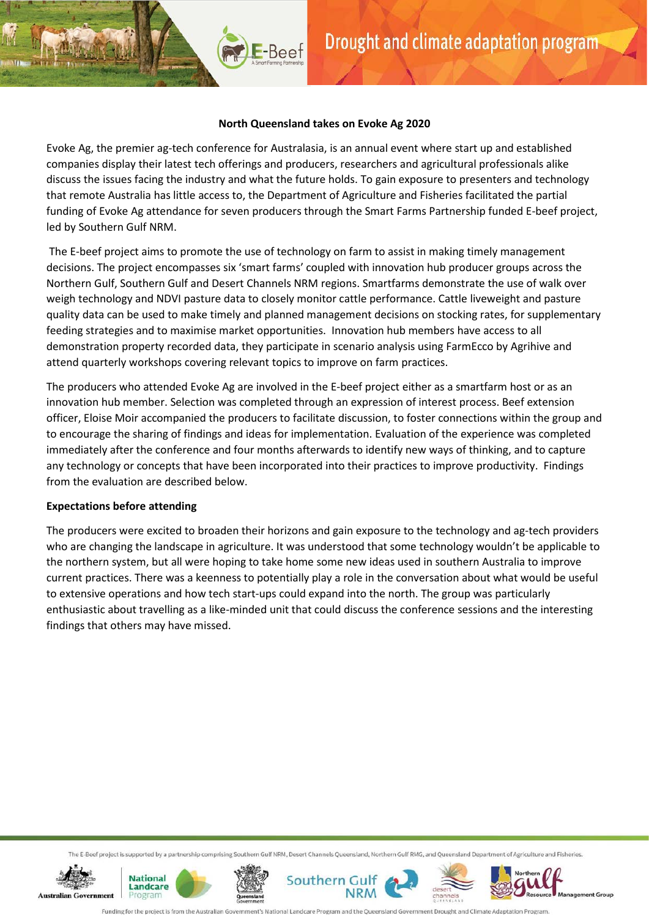## North Queensland takes on Evoke Ag 2020

Evoke Ag, the premier ag-tech conference for Australasia, is an annual event where start up and established companies display their latest tech offerings and producers, researchers and agricultural professionals alike discuss the issues facing the industry and what the future holds. To gain exposure to presenters and technology that remote Australia has little access to, the Department of Agriculture and Fisheries facilitated the partial funding of Evoke Ag attendance for seven producers through the Smart Farms Partnership funded E-beef project, led by Southern Gulf NRM.

The E-beef project aims to promote the use of technology on farm to assist in making timely management decisions. The project encompasses six 'smart farms' coupled with innovation hub producer groups across the Northern Gulf, Southern Gulf and Desert Channels NRM regions. Smartfarms demonstrate the use of walk over weigh technology and NDVI pasture data to closely monitor cattle performance. Cattle liveweight and pasture quality data can be used to make timely and planned management decisions on stocking rates, for supplementary feeding strategies and to maximise market opportunities. Innovation hub members have access to all demonstration property recorded data, they participate in scenario analysis using FarmEcco by Agrihive and attend quarterly workshops covering relevant topics to improve on farm practices.

The producers who attended Evoke Ag are involved in the E-beef project either as a smartfarm host or as an innovation hub member. Selection was completed through an expression of interest process. Beef extension officer, Eloise Moir accompanied the producers to facilitate discussion, to foster connections within the group and to encourage the sharing of findings and ideas for implementation. Evaluation of the experience was completed immediately after the conference and four months afterwards to identify new ways of thinking, and to capture any technology or concepts that have been incorporated into their practices to improve productivity. Findings from the evaluation are described below.

**Expectations before attending**

The producers were excited to broaden their horizons and gain exposure to the technology and ag-tech providers who are changing the landscape in agriculture. It was understood that some technology wouldn't be applicable to the northern system, but all were hoping to take home some new ideas used in southern Australia to improve current practices. There was a keenness to potentially play a role in the conversation about what would be useful to extensive operations and how tech start-ups could expand into the north. The group was particularly enthusiastic about travelling as a like-minded unit that could discuss the conference sessions and the interesting findings that others may have missed.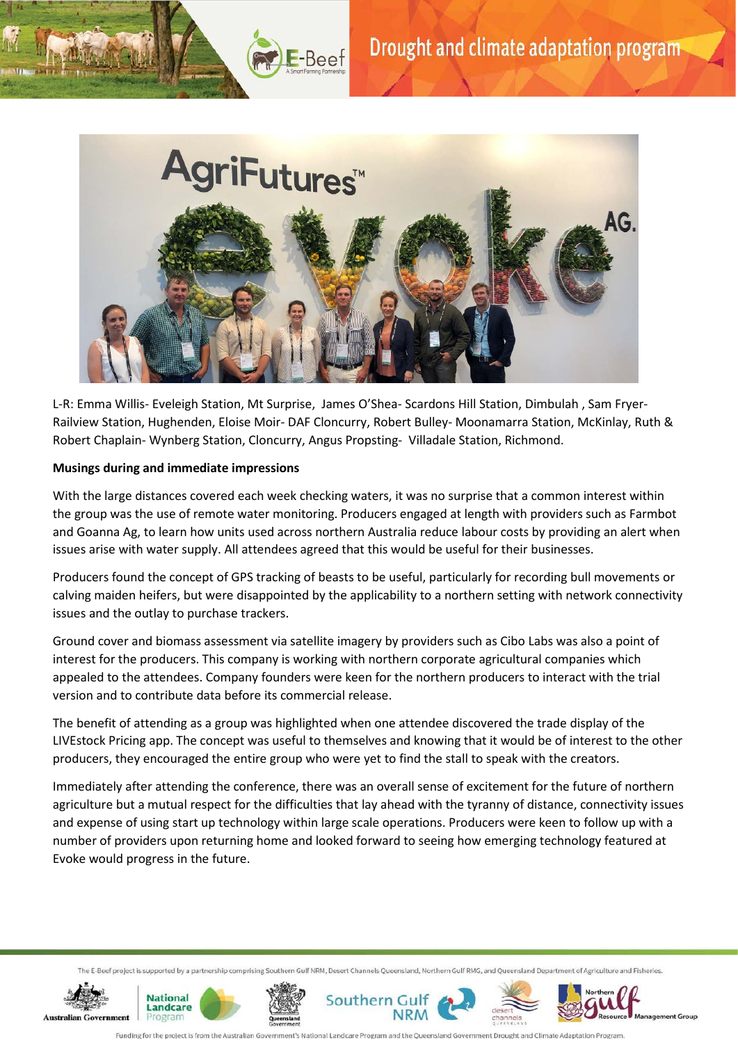L-R: Emma Willis- Eveleigh Station, Mt Surprise, James O'Shea- Scardons Hill Station, Dimbulah , Sam Fryer- Railview Station, Hughenden, Eloise Moir- DAF Cloncurry, Robert Bulley- Moonamarra Station, McKinlay, Ruth & Robert Chaplain- Wynberg Station, Cloncurry, Angus Propsting- Villadale Station, Richmond.

**Musings during and immediate impressions**

With the large distances covered each week checking waters, it was no surprise that a common interest within the group was the use of remote water monitoring. Producers engaged at length with providers such as Farmbot and Goanna Ag, to learn how units used across northern Australia reduce labour costs by providing an alert when issues arise with water supply. All attendees agreed that this would be useful for their businesses.

Producers found the concept of GPS tracking of beasts to be useful, particularly for recording bull movements or calving maiden heifers, but were disappointed by the applicability to a northern setting with network connectivity issues and the outlay to purchase trackers.

Ground cover and biomass assessment via satellite imagery by providers such as Cibo Labs was also a point of interest for the producers. This company is working with northern corporate agricultural companies which appealed to the attendees. Company founders were keen for the northern producers to interact with the trial version and to contribute data before its commercial release.

The benefit of attending as a group was highlighted when one attendee discovered the trade display of the LIVEstock Pricing app. The concept was useful to themselves and knowing that it would be of interest to the other producers, they encouraged the entire group who were yet to find the stall to speak with the creators.

Immediately after attending the conference, there was an overall sense of excitement for the future of northern agriculture but a mutual respect for the difficulties that lay ahead with the tyranny of distance, connectivity issues and expense of using start up technology within large scale operations. Producers were keen to follow up with a number of providers upon returning home and looked forward to seeing how emerging technology featured at Evoke would progress in the future.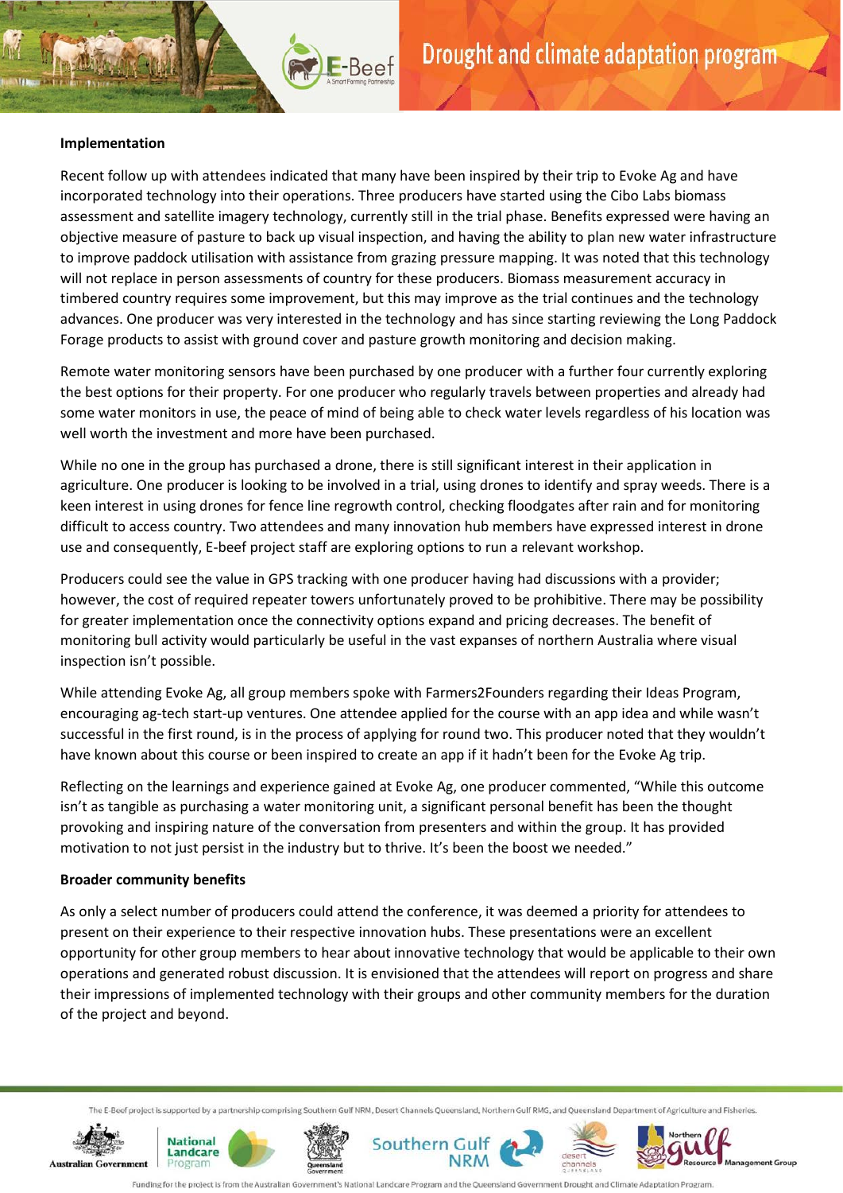**Implementation**

Recent follow up with attendees indicated that many have been inspired by their trip to Evoke Ag and have incorporated technology into their operations. Three producers have started using the Cibo Labs biomass assessment and satellite imagery technology, currently still in the trial phase. Benefits expressed were having an objective measure of pasture to back up visual inspection, and having the ability to plan new water infrastructure to improve paddock utilisation with assistance from grazing pressure mapping. It was noted that this technology will not replace in person assessments of country for these producers. Biomass measurement accuracy in timbered country requires some improvement, but this may improve as the trial continues and the technology advances. One producer was very interested in the technology and has since starting reviewing the Long Paddock Forage products to assist with ground cover and pasture growth monitoring and decision making.

Remote water monitoring sensors have been purchased by one producer with a further four currently exploring the best options for their property. For one producer who regularly travels between properties and already had some water monitors in use, the peace of mind of being able to check water levels regardless of his location was well worth the investment and more have been purchased.

While no one in the group has purchased a drone, there is still significant interest in their application in agriculture. One producer is looking to be involved in a trial, using drones to identify and spray weeds. There is a keen interest in using drones for fence line regrowth control, checking floodgates after rain and for monitoring difficult to access country. Two attendees and many innovation hub members have expressed interest in drone use and consequently, E-beef project staff are exploring options to run a relevant workshop.

Producers could see the value in GPS tracking with one producer having had discussions with a provider; however, the cost of required repeater towers unfortunately proved to be prohibitive. There may be possibility for greater implementation once the connectivity options expand and pricing decreases. The benefit of monitoring bull activity would particularly be useful in the vast expanses of northern Australia where visual inspection isn't possible.

While attending Evoke Ag, all group members spoke with Farmers2Founders regarding their Ideas Program, encouraging ag-tech start-up ventures. One attendee applied for the course with an app idea and while wasn't successful in the first round, is in the process of applying for round two. This producer noted that they wouldn't have known about this course or been inspired to create an app if it hadn't been for the Evoke Ag trip.

Reflecting on the learnings and experience gained at Evoke Ag, one producer commented, "While this outcome isn't as tangible as purchasing a water monitoring unit, a significant personal benefit has been the thought provoking and inspiring nature of the conversation from presenters and within the group. It has provided motivation to not just persist in the industry but to thrive. It's been the boost we needed."

**Broader community benefits**

As only a select number of producers could attend the conference, it was deemed a priority for attendees to present on their experience to their respective innovation hubs. These presentations were an excellent opportunity for other group members to hear about innovative technology that would be applicable to their own operations and generated robust discussion. It is envisioned that the attendees will report on progress and share their impressions of implemented technology with their groups and other community members for the duration of the project and beyond.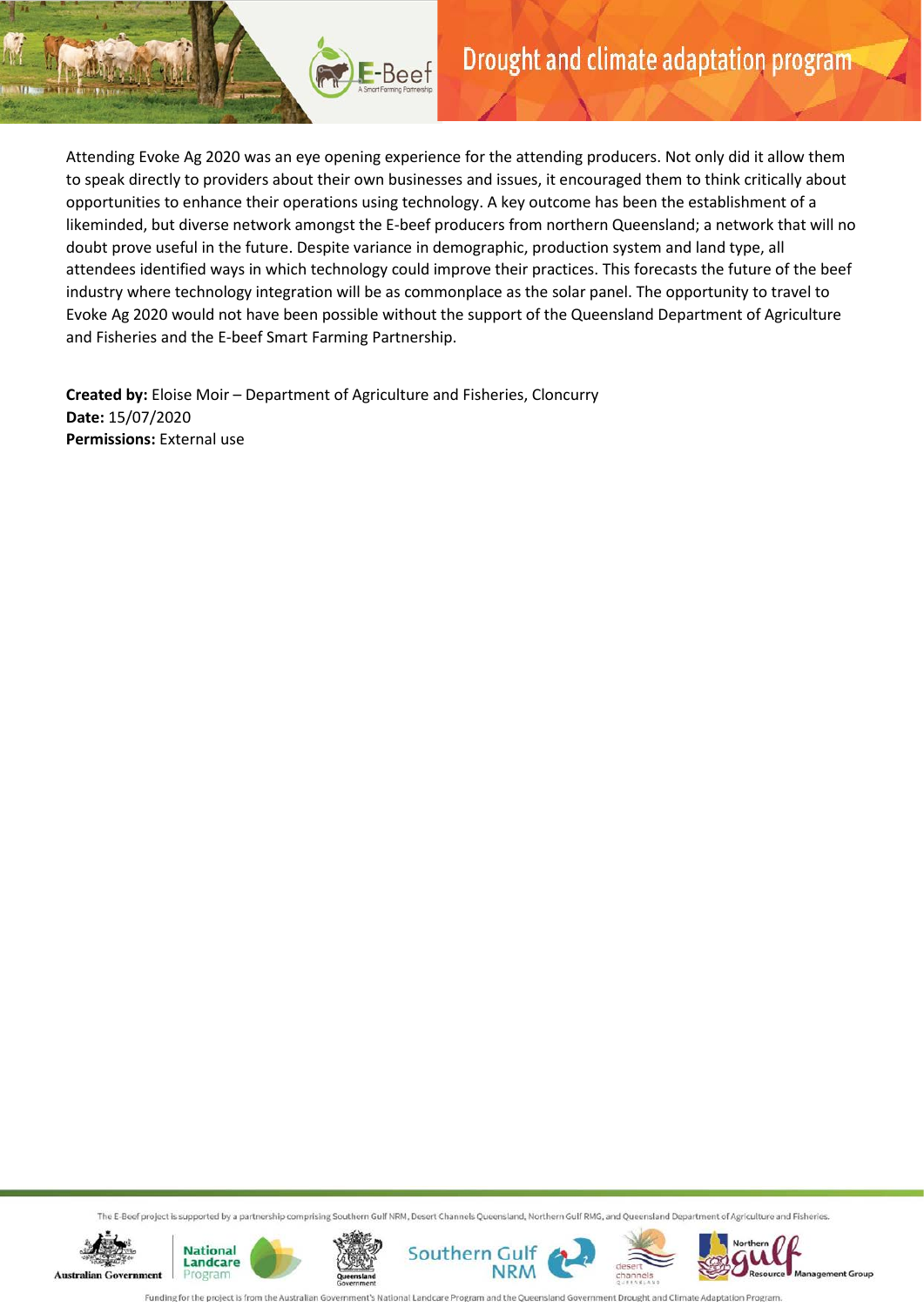Attending Evoke Ag 2020 was an eye opening experience for the attending producers. Not only did it allow them to speak directly to providers about their own businesses and issues, it encouraged them to think critically about opportunities to enhance their operations using technology. A key outcome has been the establishment of a likeminded, but diverse network amongst the E-beef producers from northern Queensland; a network that will no doubt prove useful in the future. Despite variance in demographic, production system and land type, all attendees identified ways in which technology could improve their practices. This forecasts the future of the beef industry where technology integration will be as commonplace as the solar panel. The opportunity to travel to Evoke Ag 2020 would not have been possible without the support of the Queensland Department of Agriculture and Fisheries and the E-beef Smart Farming Partnership.

**Created by:** Eloise Moir – Department of Agriculture and Fisheries, Cloncurry
**Date:** 15/07/2020
**Permissions:** External use